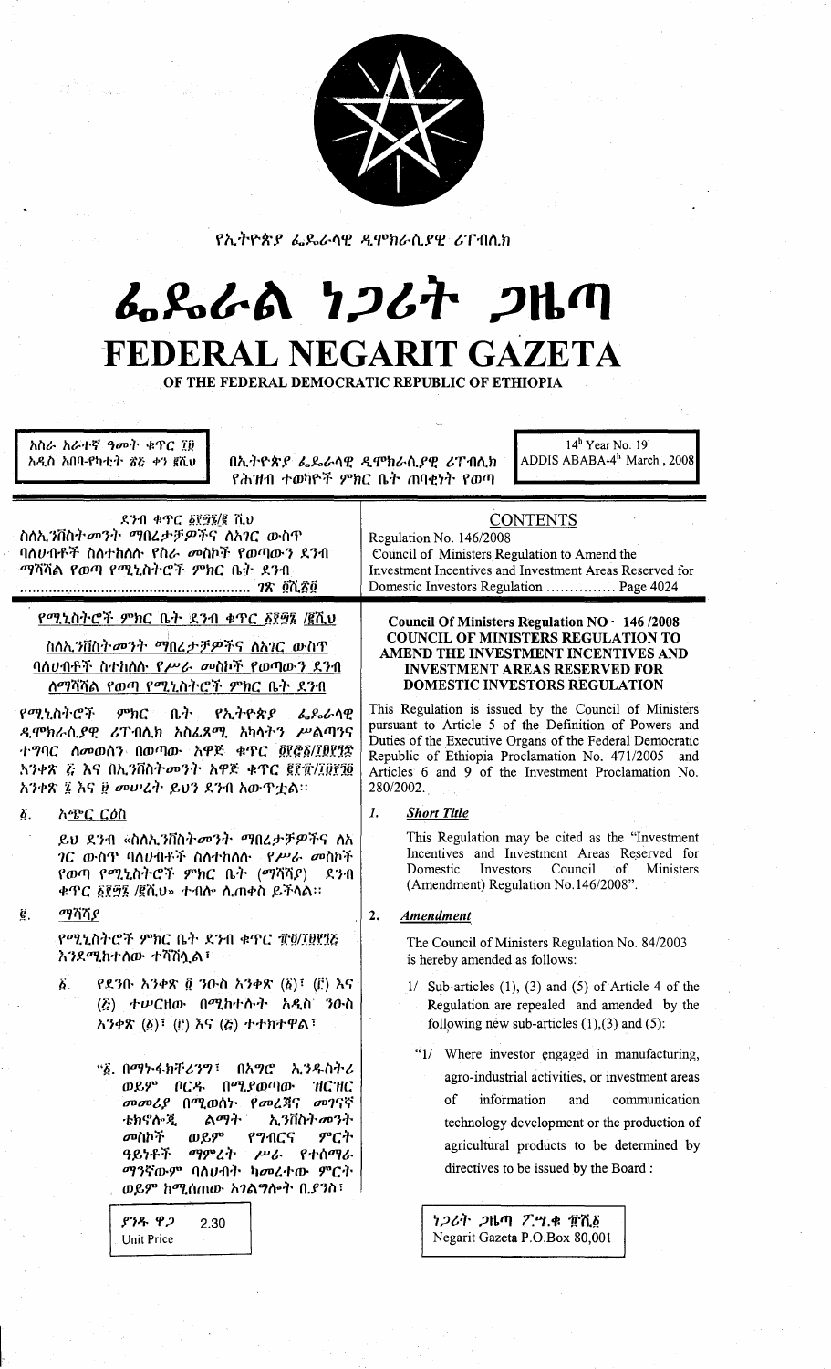የኢትዮጵያ ፌዴራላዊ ዲሞክራሲያዊ ሪፐብሊክ

# ፌዴራል ነጋሪት ጋዜጣ
# FEDERAL NEGARIT GAZETA
OF THE FEDERAL DEMOCRATIC REPUBLIC OF ETHIOPIA

አስራ አራተኛ ዓመት ቁጥር ፲፱
አዲስ አበባ–የካቲት ፳፭ ቀን ፪ሺ፱

በኢትዮጵያ ፌዴራላዊ ዲሞክራሲያዊ ሪፐብሊክ የሕዝብ ተወካዮች ምክር ቤት ጠባቂነት የወጣ

14th Year No. 19
ADDIS ABABA-4th March, 2008

ደንብ ቁጥር ፩፻፵፮/፪ ሺ.ህ
ስለኢንቨስትመንት ማበረታቻዎችና ለአገር ውስጥ ባለሀብቶች ስለተከለሉ የስራ መስኮች የወጣውን ደንብ ማሻሻል የወጣ የሚኒስትሮች ምክር ቤት ደንብ ...... ገጽ ፬ሺ፳፬

## CONTENTS
Regulation No. 146/2008
Council of Ministers Regulation to Amend the Investment Incentives and Investment Areas Reserved for Domestic Investors Regulation ............... Page 4024

**የሚኒስትሮች ምክር ቤት ደንብ ቁጥር ፩፻፵፮ /፪ሺ.ህ**

**ስለኢንቨስትመንት ማበረታቻዎችና ለአገር ውስጥ ባለሀብቶች ስለተከለሉ የሥራ መስኮች የወጣውን ደንብ ለማሻሻል የወጣ የሚኒስትሮች ምክር ቤት ደንብ**

የሚኒስትሮች ምክር ቤት የኢትዮጵያ ፌዴራላዊ ዲሞክራሲያዊ ሪፐብሊክ አስፈጻሚ አካላትን ሥልጣንና ተግባር ለመወሰን በወጣው አዋጅ ቁጥር ፬፻፸፩/፲፱፻፺፯ አንቀጽ ፭ እና በኢንቨስትመንት አዋጅ ቁጥር ፪፻፹/፲፱፻፺፬ አንቀጽ ፮ እና ፱ መሠረት ይህን ደንብ አውጥቷል፡፡

፩. አጭር ርዕስ

ይህ ደንብ «ስለኢንቨስትመንት ማበረታቻዎችና ለአገር ውስጥ ባለሀብቶች ስለተከለሉ የሥራ መስኮች የወጣ የሚኒስትሮች ምክር ቤት (ማሻሻያ) ደንብ ቁጥር ፩፻፵፮ /፪ሺ.ህ» ተብሎ ሊጠቀስ ይችላል፡፡

፪. ማሻሻያ

የሚኒስትሮች ምክር ቤት ደንብ ቁጥር ፹፬/፲፱፻፺፭ እንደሚከተለው ተሻሽሏል፤

፩. የደንቡ አንቀጽ ፬ ንዑስ አንቀጽ (፩)፣ (፫) እና (፭) ተሠርዘው በሚከተሉት አዲስ ንዑስ አንቀጽ (፩)፣ (፫) እና (፭) ተተክተዋል፣

"፩. በማኑፋክቸሪንግ፣ በአግሮ ኢንዱስትሪ ወይም ቦርዱ በሚያወጣው ዝርዝር መመሪያ በሚወሰኑ የመረጃና መገናኛ ቴክኖሎጂ ልማት ኢንቨስትመንት መስኮች ወይም የግብርና ምርት ዓይነቶች ማምረት ሥራ የተሰማራ ማንኛውም ባለሀብት ካመረተው ምርት ወይም ከሚሰጠው አገልግሎት ቢያንስ፣

**Council Of Ministers Regulation NO · 146 /2008**
**COUNCIL OF MINISTERS REGULATION TO AMEND THE INVESTMENT INCENTIVES AND INVESTMENT AREAS RESERVED FOR DOMESTIC INVESTORS REGULATION**

This Regulation is issued by the Council of Ministers pursuant to Article 5 of the Definition of Powers and Duties of the Executive Organs of the Federal Democratic Republic of Ethiopia Proclamation No. 471/2005 and Articles 6 and 9 of the Investment Proclamation No. 280/2002.

1. ***Short Title***

This Regulation may be cited as the "Investment Incentives and Investment Areas Reserved for Domestic Investors Council of Ministers (Amendment) Regulation No.146/2008".

2. ***Amendment***

The Council of Ministers Regulation No. 84/2003 is hereby amended as follows:

1/ Sub-articles (1), (3) and (5) of Article 4 of the Regulation are repealed and amended by the following new sub-articles (1),(3) and (5):

"1/ Where investor engaged in manufacturing, agro-industrial activities, or investment areas of information and communication technology development or the production of agricultural products to be determined by directives to be issued by the Board :

ያንዱ ዋጋ 2.30
Unit Price

ነጋሪት ጋዜጣ ፖ.ሣ.ቁ ፹ሺ፩
Negarit Gazeta P.O.Box 80,001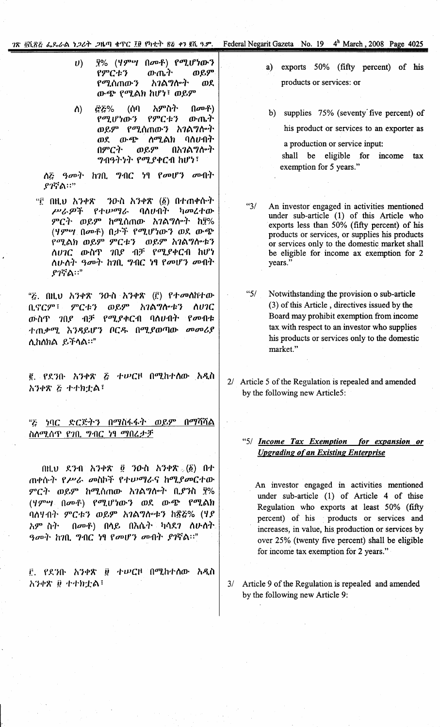ሀ) ፶% (ሃምሣ በመቶ) የሚሆነውን የምርቱን ውጤት ወይም የሚሰጠውን አገልግሎት ወደ ውጭ የሚልክ ከሆነ፣ ወይም

ለ) ፸፭% (ሰባ አምስት በመቶ) የሚሆነውን የምርቱን ውጤት ወይም የሚሰጠውን አገልግሎት ወደ ውጭ ለሚልክ ባለሀብት በምርት ወይም በአገልግሎት ግብዓትነት የሚያቀርብ ከሆነ፣

ለ፭ ዓመት ከገቢ ግብር ነፃ የመሆን መብት ያገኛል።"

"፫ በዚህ አንቀጽ ንዑስ አንቀጽ (፩) በተጠቀሱት ሥራዎች የተሠማራ ባለሀብት ካመረተው ምርት ወይም ከሚሰጠው አገልግሎት ከ፶% (ሃምሣ በመቶ) በታች የሚሆነውን ወደ ውጭ የሚልክ ወይም ምርቱን ወይም አገልግሎቱን ለሀገር ውስጥ ገበያ ብቻ የሚያቀርብ ከሆነ ለሁለት ዓመት ከገቢ ግብር ነፃ የመሆን መብት ያገኛል።"

"፭. በዚህ አንቀጽ ንዑስ አንቀጽ (፫) የተመለከተው ቢኖርም፣ ምርቱን ወይም አገልግሎቱን ለሀገር ውስጥ ገበያ ብቻ የሚያቀርብ ባለሀብት የመብቱ ተጠቃሚ እንዳይሆን ቦርዱ በሚያወጣው መመሪያ ሊከለከል ይችላል።"

፪. የደንቡ አንቀጽ ፭ ተሠርዞ በሚከተለው አዲስ አንቀጽ ፭ ተተክቷል፣

"፭ ነባር ድርጅትን በማስፋፋት ወይም በማሻሻል ስለሚሰጥ የገቢ ግብር ነፃ ማበረታቻ

በዚህ ደንብ አንቀጽ ፬ ንዑስ አንቀጽ (፩) በተጠቀሱት የሥራ መስኮች የተሠማራና ከሚያመርተው ምርት ወይም ከሚሰጠው አገልግሎት ቢያንስ ፶% (ሃምሣ በመቶ) የሚሆነውን ወደ ውጭ የሚልክ ባለሃብት ምርቱን ወይም አገልግሎቱን ከ፳፭% (ሃያ አምስት በመቶ) በላይ በእሴት ካሳደገ ለሁለት ዓመት ከገቢ ግብር ነፃ የመሆን መብት ያገኛል።"

፫. የደንቡ አንቀጽ ፱ ተሠርዞ በሚከተለው አዲስ አንቀጽ ፱ ተተክቷል፣

a) exports 50% (fifty percent) of his products or services: or

b) supplies 75% (seventy five percent) of his product or services to an exporter as a production or service input:

shall be eligible for income tax exemption for 5 years."

"3/ An investor engaged in activities mentioned under sub-article (1) of this Article who exports less than 50% (fifty percent) of his products or services, or supplies his products or services only to the domestic market shall be eligible for income ax exemption for 2 years."

"5/ Notwithstanding the provision o sub-article (3) of this Article, directives issued by the Board may prohibit exemption from income tax with respect to an investor who supplies his products or services only to the domestic market."

2/ Article 5 of the Regulation is repealed and amended by the following new Article5:

"5/ ***Income Tax Exemption for expansion or Upgrading of an Existing Enterprise***

An investor engaged in activities mentioned under sub-article (1) of Article 4 of thise Regulation who exports at least 50% (fifty percent) of his products or services and increases, in value, his production or services by over 25% (twenty five percent) shall be eligible for income tax exemption for 2 years."

3/ Article 9 of the Regulation is repealed and amended by the following new Article 9: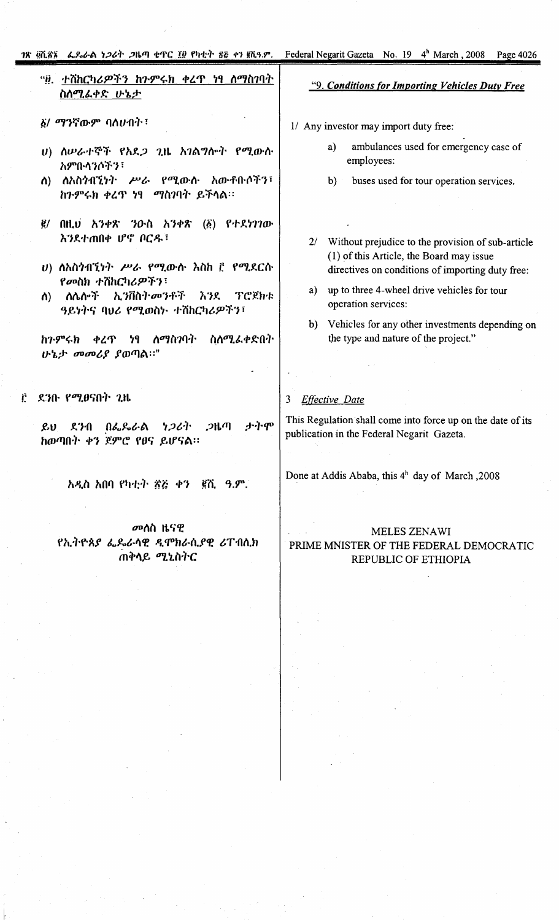"፱. ተሽከርካሪዎችን ከጉምሩክ ቀረጥ ነፃ ለማስገባት ስለሚፈቀድ ሁኔታ

፩/ ማንኛውም ባለሀብት፣

ሀ) ለሠራተኞች የአደጋ ጊዜ አገልግሎት የሚውሉ አምቡላንሶችን፣

ለ) ለአስጎብኚነት ሥራ የሚውሉ አውቶቡሶችን፣ ከጉምሩክ ቀረጥ ነፃ ማስገባት ይችላል።

፪/ በዚህ አንቀጽ ንዑስ አንቀጽ (፩) የተደነገገው እንደተጠበቀ ሆኖ ቦርዱ፣

ሀ) ለአስጎብኚነት ሥራ የሚውሉ እስከ ፫ የሚደርሱ የመስክ ተሽከርካሪዎችን፣

ለ) ለሌሎች ኢንቨስትመንቶች እንደ ፕሮጀክቱ ዓይነትና ባህሪ የሚወስኑ ተሽከርካሪዎችን፣

ከጉምሩክ ቀረጥ ነፃ ለማስገባት ስለሚፈቀድበት ሁኔታ መመሪያ ያወጣል።"

፫. ደንቡ የሚፀናበት ጊዜ

ይህ ደንብ በፌዴራል ነጋሪት ጋዜጣ ታትሞ ከወጣበት ቀን ጀምሮ የፀና ይሆናል።

አዲስ አበባ የካቲት ፳፭ ቀን ፪ሺ ዓ.ም.

መለስ ዜናዊ
የኢትዮጵያ ፌዴራላዊ ዲሞክራሲያዊ ሪፐብሊክ ጠቅላይ ሚኒስትር

"***9. Conditions for Importing Vehicles Duty Free***

1/ Any investor may import duty free:

a) ambulances used for emergency case of employees:

b) buses used for tour operation services.

2/ Without prejudice to the provision of sub-article (1) of this Article, the Board may issue directives on conditions of importing duty free:

a) up to three 4-wheel drive vehicles for tour operation services:

b) Vehicles for any other investments depending on the type and nature of the project."

3 *Effective Date*

This Regulation shall come into force up on the date of its publication in the Federal Negarit Gazeta.

Done at Addis Ababa, this 4[h] day of March ,2008

MELES ZENAWI
PRIME MNISTER OF THE FEDERAL DEMOCRATIC REPUBLIC OF ETHIOPIA